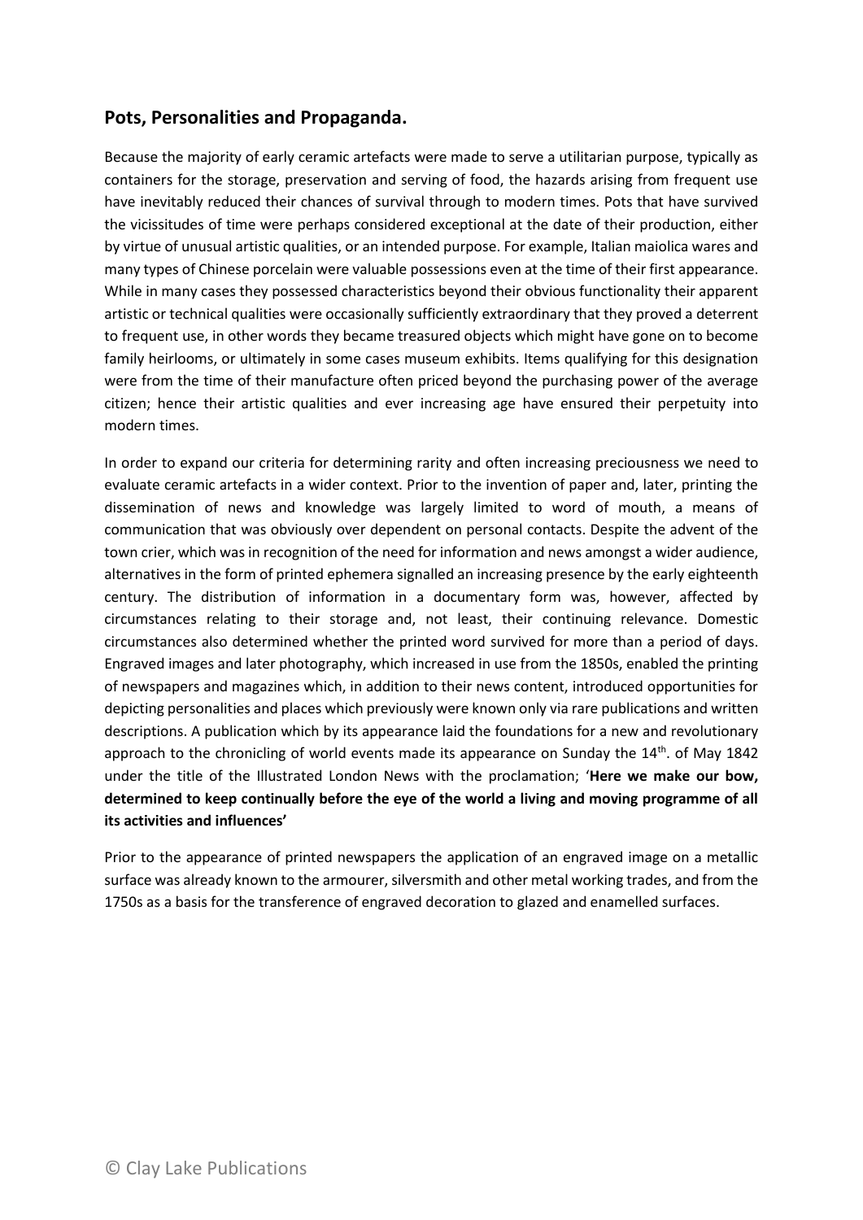## Pots, Personalities and Propaganda.

Because the majority of early ceramic artefacts were made to serve a utilitarian purpose, typically as containers for the storage, preservation and serving of food, the hazards arising from frequent use have inevitably reduced their chances of survival through to modern times. Pots that have survived the vicissitudes of time were perhaps considered exceptional at the date of their production, either by virtue of unusual artistic qualities, or an intended purpose. For example, Italian maiolica wares and many types of Chinese porcelain were valuable possessions even at the time of their first appearance. While in many cases they possessed characteristics beyond their obvious functionality their apparent artistic or technical qualities were occasionally sufficiently extraordinary that they proved a deterrent to frequent use, in other words they became treasured objects which might have gone on to become family heirlooms, or ultimately in some cases museum exhibits. Items qualifying for this designation were from the time of their manufacture often priced beyond the purchasing power of the average citizen; hence their artistic qualities and ever increasing age have ensured their perpetuity into modern times.

In order to expand our criteria for determining rarity and often increasing preciousness we need to evaluate ceramic artefacts in a wider context. Prior to the invention of paper and, later, printing the dissemination of news and knowledge was largely limited to word of mouth, a means of communication that was obviously over dependent on personal contacts. Despite the advent of the town crier, which was in recognition of the need for information and news amongst a wider audience, alternatives in the form of printed ephemera signalled an increasing presence by the early eighteenth century. The distribution of information in a documentary form was, however, affected by circumstances relating to their storage and, not least, their continuing relevance. Domestic circumstances also determined whether the printed word survived for more than a period of days. Engraved images and later photography, which increased in use from the 1850s, enabled the printing of newspapers and magazines which, in addition to their news content, introduced opportunities for depicting personalities and places which previously were known only via rare publications and written descriptions. A publication which by its appearance laid the foundations for a new and revolutionary approach to the chronicling of world events made its appearance on Sunday the 14th. of May 1842 under the title of the Illustrated London News with the proclamation; '**Here we make our bow, determined to keep continually before the eye of the world a living and moving programme of all its activities and influences'**

Prior to the appearance of printed newspapers the application of an engraved image on a metallic surface was already known to the armourer, silversmith and other metal working trades, and from the 1750s as a basis for the transference of engraved decoration to glazed and enamelled surfaces.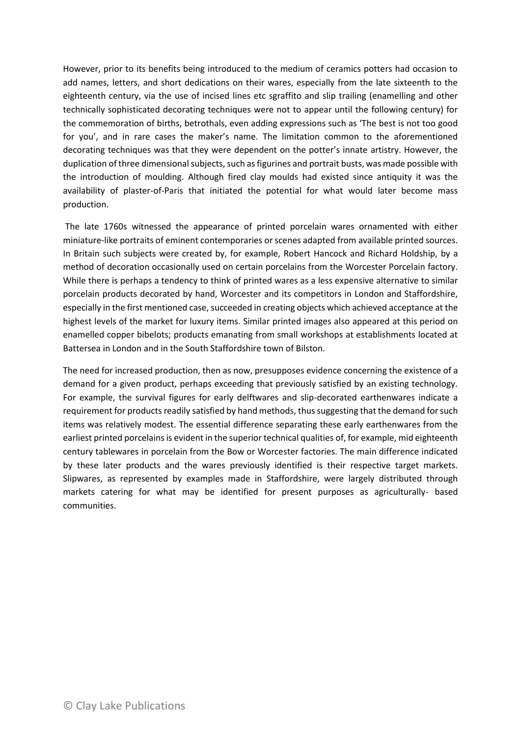However, prior to its benefits being introduced to the medium of ceramics potters had occasion to add names, letters, and short dedications on their wares, especially from the late sixteenth to the eighteenth century, via the use of incised lines etc sgraffito and slip trailing (enamelling and other technically sophisticated decorating techniques were not to appear until the following century) for the commemoration of births, betrothals, even adding expressions such as 'The best is not too good for you', and in rare cases the maker's name. The limitation common to the aforementioned decorating techniques was that they were dependent on the potter's innate artistry. However, the duplication of three dimensional subjects, such as figurines and portrait busts, was made possible with the introduction of moulding. Although fired clay moulds had existed since antiquity it was the availability of plaster-of-Paris that initiated the potential for what would later become mass production.

The late 1760s witnessed the appearance of printed porcelain wares ornamented with either miniature-like portraits of eminent contemporaries or scenes adapted from available printed sources. In Britain such subjects were created by, for example, Robert Hancock and Richard Holdship, by a method of decoration occasionally used on certain porcelains from the Worcester Porcelain factory. While there is perhaps a tendency to think of printed wares as a less expensive alternative to similar porcelain products decorated by hand, Worcester and its competitors in London and Staffordshire, especially in the first mentioned case, succeeded in creating objects which achieved acceptance at the highest levels of the market for luxury items. Similar printed images also appeared at this period on enamelled copper bibelots; products emanating from small workshops at establishments located at Battersea in London and in the South Staffordshire town of Bilston.

The need for increased production, then as now, presupposes evidence concerning the existence of a demand for a given product, perhaps exceeding that previously satisfied by an existing technology. For example, the survival figures for early delftwares and slip-decorated earthenwares indicate a requirement for products readily satisfied by hand methods, thus suggesting that the demand for such items was relatively modest. The essential difference separating these early earthenwares from the earliest printed porcelains is evident in the superior technical qualities of, for example, mid eighteenth century tablewares in porcelain from the Bow or Worcester factories. The main difference indicated by these later products and the wares previously identified is their respective target markets. Slipwares, as represented by examples made in Staffordshire, were largely distributed through markets catering for what may be identified for present purposes as agriculturally- based communities.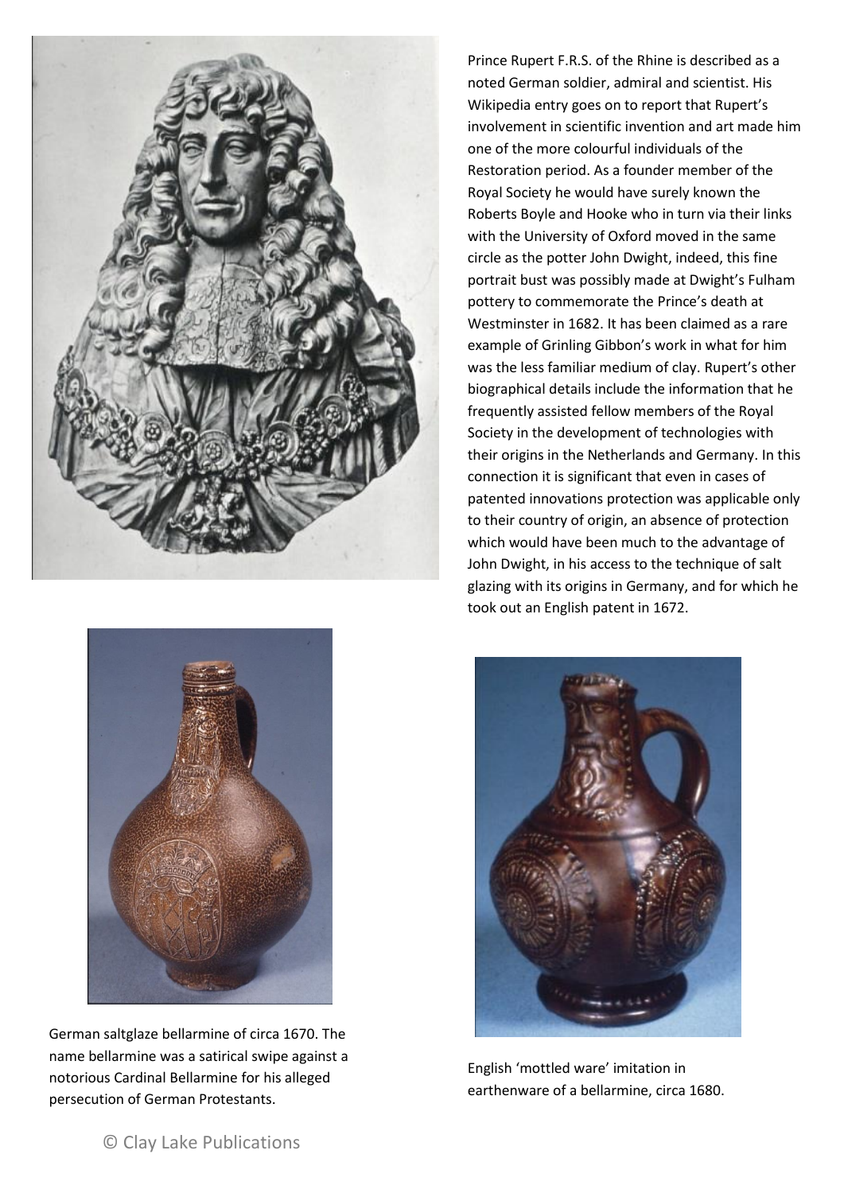Prince Rupert F.R.S. of the Rhine is described as a noted German soldier, admiral and scientist. His Wikipedia entry goes on to report that Rupert's involvement in scientific invention and art made him one of the more colourful individuals of the Restoration period. As a founder member of the Royal Society he would have surely known the Roberts Boyle and Hooke who in turn via their links with the University of Oxford moved in the same circle as the potter John Dwight, indeed, this fine portrait bust was possibly made at Dwight's Fulham pottery to commemorate the Prince's death at Westminster in 1682. It has been claimed as a rare example of Grinling Gibbon's work in what for him was the less familiar medium of clay. Rupert's other biographical details include the information that he frequently assisted fellow members of the Royal Society in the development of technologies with their origins in the Netherlands and Germany. In this connection it is significant that even in cases of patented innovations protection was applicable only to their country of origin, an absence of protection which would have been much to the advantage of John Dwight, in his access to the technique of salt glazing with its origins in Germany, and for which he took out an English patent in 1672.

German saltglaze bellarmine of circa 1670. The name bellarmine was a satirical swipe against a notorious Cardinal Bellarmine for his alleged persecution of German Protestants.

English 'mottled ware' imitation in earthenware of a bellarmine, circa 1680.

© Clay Lake Publications